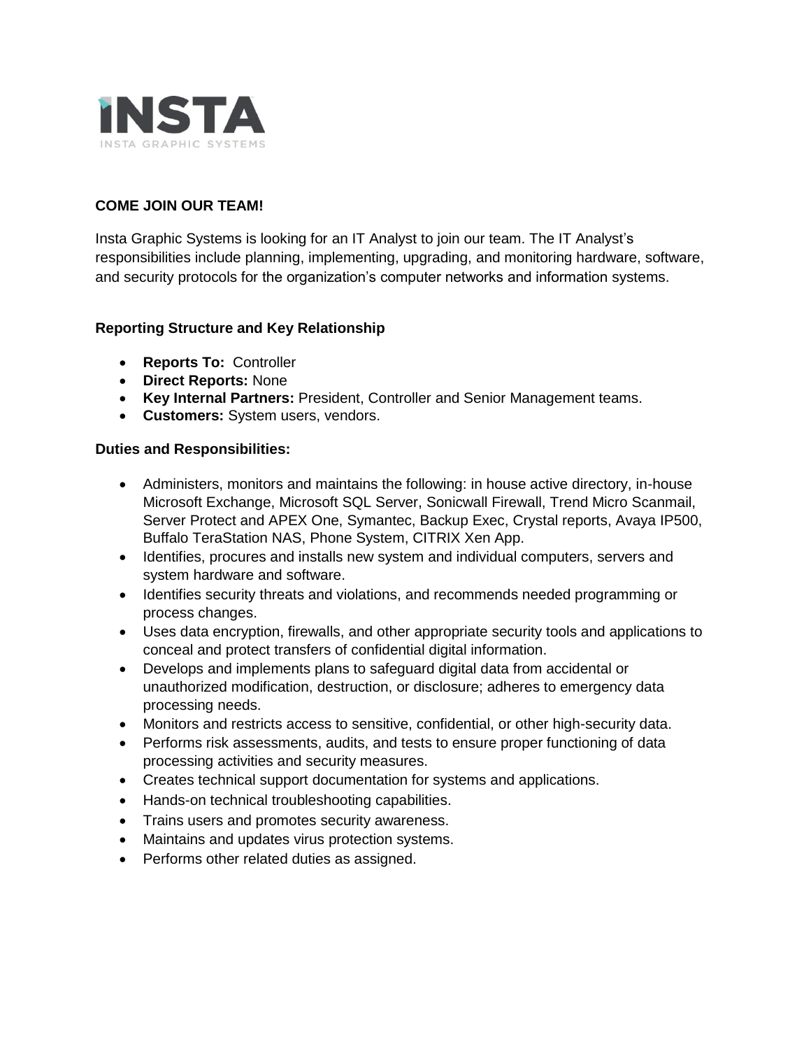INSTA

INSTA GRAPHIC SYSTEMS

**COME JOIN OUR TEAM!**

Insta Graphic Systems is looking for an IT Analyst to join our team. The IT Analyst's responsibilities include planning, implementing, upgrading, and monitoring hardware, software, and security protocols for the organization's computer networks and information systems.

**Reporting Structure and Key Relationship**

- **Reports To:** Controller
- **Direct Reports:** None
- **Key Internal Partners:** President, Controller and Senior Management teams.
- **Customers:** System users, vendors.

**Duties and Responsibilities:**

- Administers, monitors and maintains the following: in house active directory, in-house Microsoft Exchange, Microsoft SQL Server, Sonicwall Firewall, Trend Micro Scanmail, Server Protect and APEX One, Symantec, Backup Exec, Crystal reports, Avaya IP500, Buffalo TeraStation NAS, Phone System, CITRIX Xen App.
- Identifies, procures and installs new system and individual computers, servers and system hardware and software.
- Identifies security threats and violations, and recommends needed programming or process changes.
- Uses data encryption, firewalls, and other appropriate security tools and applications to conceal and protect transfers of confidential digital information.
- Develops and implements plans to safeguard digital data from accidental or unauthorized modification, destruction, or disclosure; adheres to emergency data processing needs.
- Monitors and restricts access to sensitive, confidential, or other high-security data.
- Performs risk assessments, audits, and tests to ensure proper functioning of data processing activities and security measures.
- Creates technical support documentation for systems and applications.
- Hands-on technical troubleshooting capabilities.
- Trains users and promotes security awareness.
- Maintains and updates virus protection systems.
- Performs other related duties as assigned.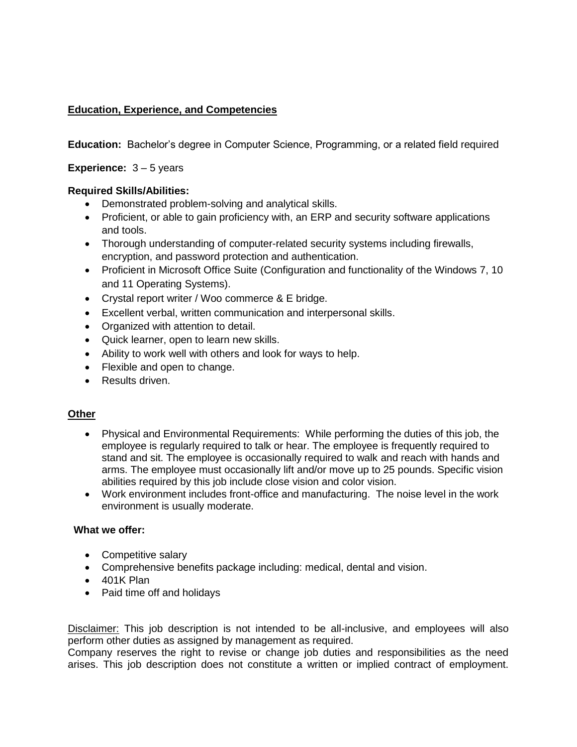## Education, Experience, and Competencies

**Education:** Bachelor's degree in Computer Science, Programming, or a related field required

**Experience:** 3 – 5 years

**Required Skills/Abilities:**

- Demonstrated problem-solving and analytical skills.
- Proficient, or able to gain proficiency with, an ERP and security software applications and tools.
- Thorough understanding of computer-related security systems including firewalls, encryption, and password protection and authentication.
- Proficient in Microsoft Office Suite (Configuration and functionality of the Windows 7, 10 and 11 Operating Systems).
- Crystal report writer / Woo commerce & E bridge.
- Excellent verbal, written communication and interpersonal skills.
- Organized with attention to detail.
- Quick learner, open to learn new skills.
- Ability to work well with others and look for ways to help.
- Flexible and open to change.
- Results driven.

## Other

- Physical and Environmental Requirements: While performing the duties of this job, the employee is regularly required to talk or hear. The employee is frequently required to stand and sit. The employee is occasionally required to walk and reach with hands and arms. The employee must occasionally lift and/or move up to 25 pounds. Specific vision abilities required by this job include close vision and color vision.
- Work environment includes front-office and manufacturing. The noise level in the work environment is usually moderate.

**What we offer:**

- Competitive salary
- Comprehensive benefits package including: medical, dental and vision.
- 401K Plan
- Paid time off and holidays

Disclaimer: This job description is not intended to be all-inclusive, and employees will also perform other duties as assigned by management as required.
Company reserves the right to revise or change job duties and responsibilities as the need arises. This job description does not constitute a written or implied contract of employment.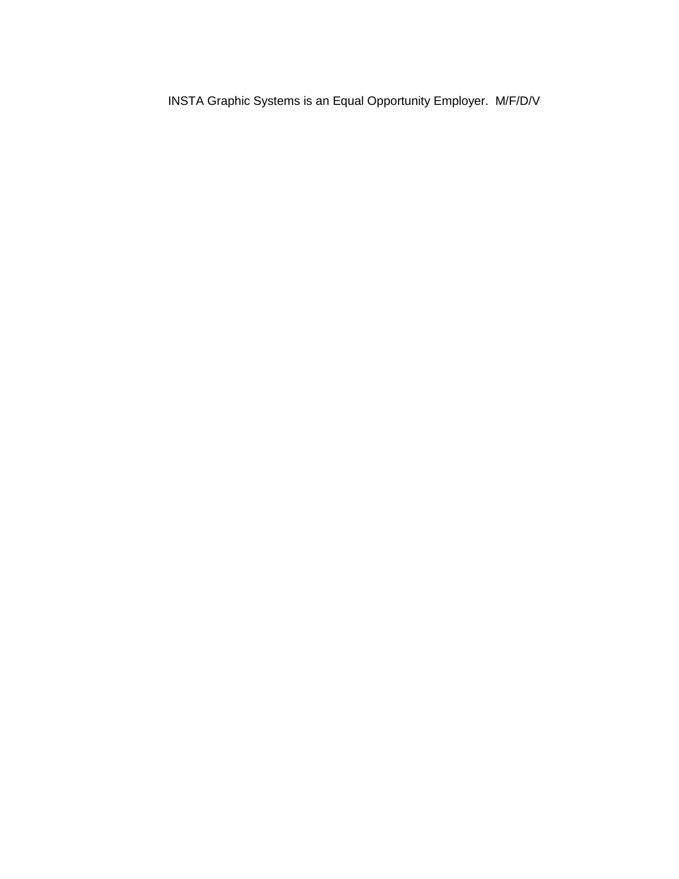INSTA Graphic Systems is an Equal Opportunity Employer.  M/F/D/V